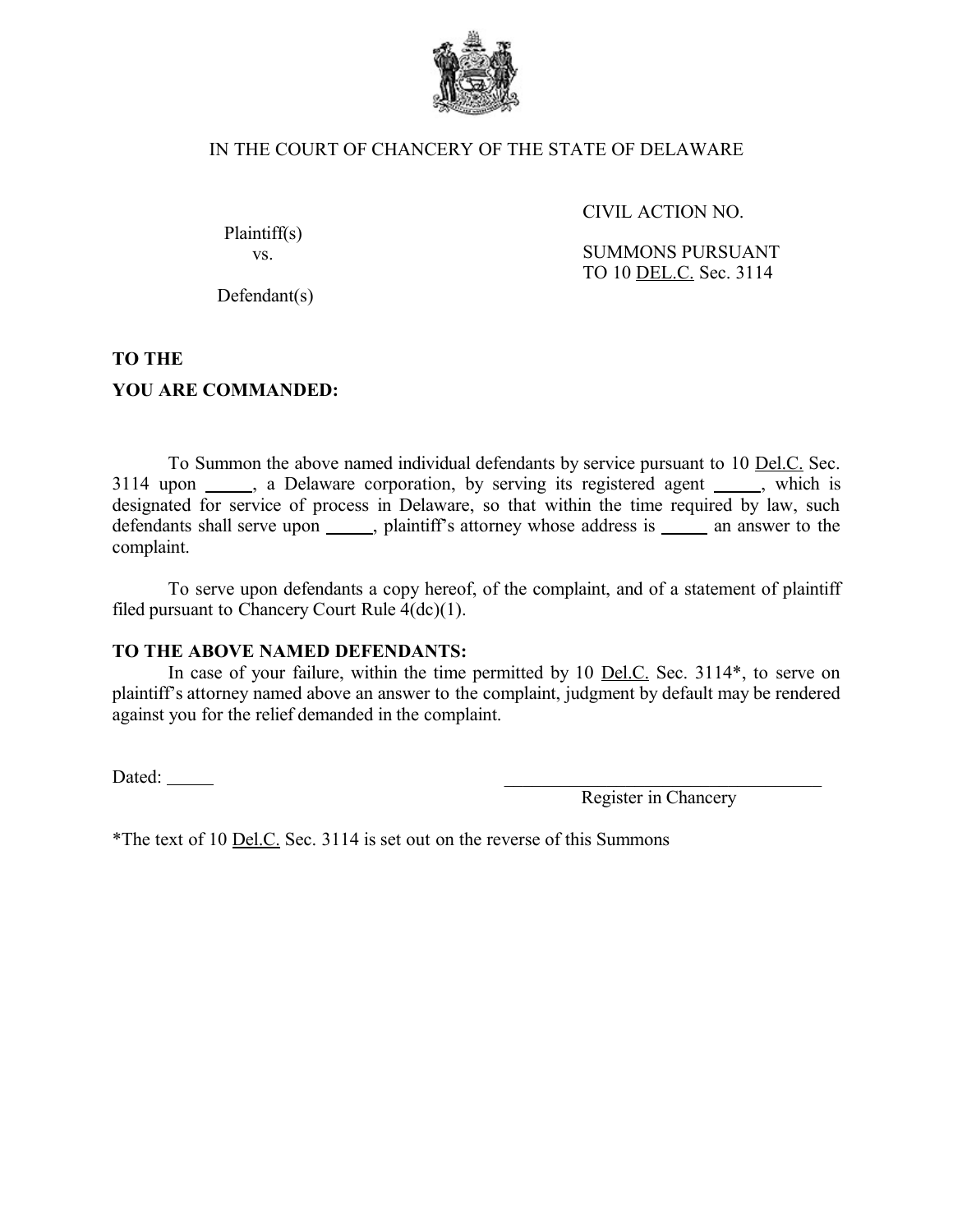IN THE COURT OF CHANCERY OF THE STATE OF DELAWARE

Plaintiff(s)
vs.
Defendant(s)

CIVIL ACTION NO.

SUMMONS PURSUANT TO 10 DEL.C. Sec. 3114

**TO THE**

**YOU ARE COMMANDED:**

To Summon the above named individual defendants by service pursuant to 10 Del.C. Sec. 3114 upon _____, a Delaware corporation, by serving its registered agent _____, which is designated for service of process in Delaware, so that within the time required by law, such defendants shall serve upon _____, plaintiff's attorney whose address is _____ an answer to the complaint.

To serve upon defendants a copy hereof, of the complaint, and of a statement of plaintiff filed pursuant to Chancery Court Rule 4(dc)(1).

**TO THE ABOVE NAMED DEFENDANTS:**

In case of your failure, within the time permitted by 10 Del.C. Sec. 3114*, to serve on plaintiff's attorney named above an answer to the complaint, judgment by default may be rendered against you for the relief demanded in the complaint.

Dated: _____

_________________________________
Register in Chancery

*The text of 10 Del.C. Sec. 3114 is set out on the reverse of this Summons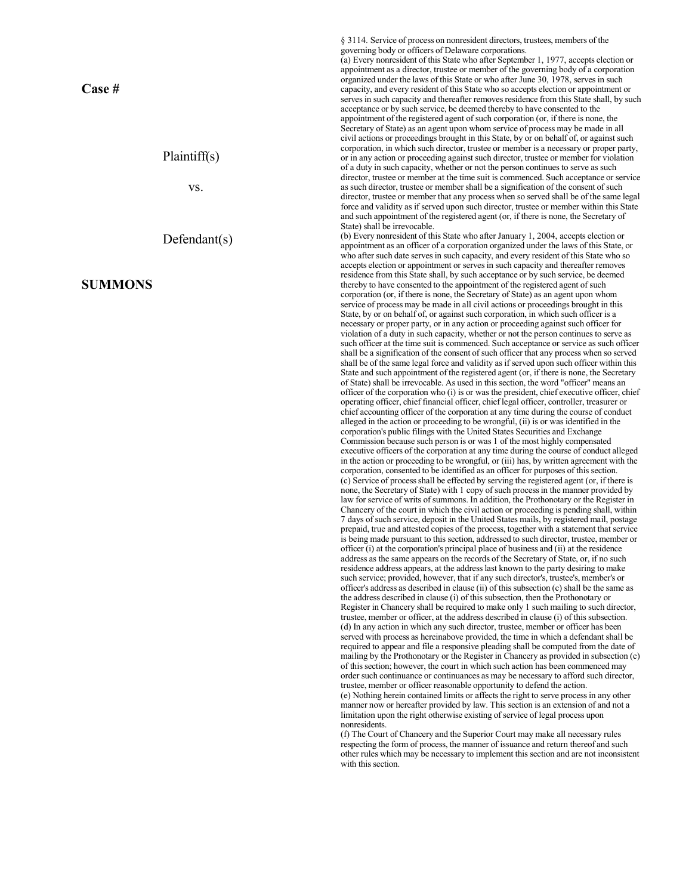**Case #**

Plaintiff(s)

vs.

Defendant(s)

**SUMMONS**

§ 3114. Service of process on nonresident directors, trustees, members of the governing body or officers of Delaware corporations.

(a) Every nonresident of this State who after September 1, 1977, accepts election or appointment as a director, trustee or member of the governing body of a corporation organized under the laws of this State or who after June 30, 1978, serves in such capacity, and every resident of this State who so accepts election or appointment or serves in such capacity and thereafter removes residence from this State shall, by such acceptance or by such service, be deemed thereby to have consented to the appointment of the registered agent of such corporation (or, if there is none, the Secretary of State) as an agent upon whom service of process may be made in all civil actions or proceedings brought in this State, by or on behalf of, or against such corporation, in which such director, trustee or member is a necessary or proper party, or in any action or proceeding against such director, trustee or member for violation of a duty in such capacity, whether or not the person continues to serve as such director, trustee or member at the time suit is commenced. Such acceptance or service as such director, trustee or member shall be a signification of the consent of such director, trustee or member that any process when so served shall be of the same legal force and validity as if served upon such director, trustee or member within this State and such appointment of the registered agent (or, if there is none, the Secretary of State) shall be irrevocable.

(b) Every nonresident of this State who after January 1, 2004, accepts election or appointment as an officer of a corporation organized under the laws of this State, or who after such date serves in such capacity, and every resident of this State who so accepts election or appointment or serves in such capacity and thereafter removes residence from this State shall, by such acceptance or by such service, be deemed thereby to have consented to the appointment of the registered agent of such corporation (or, if there is none, the Secretary of State) as an agent upon whom service of process may be made in all civil actions or proceedings brought in this State, by or on behalf of, or against such corporation, in which such officer is a necessary or proper party, or in any action or proceeding against such officer for violation of a duty in such capacity, whether or not the person continues to serve as such officer at the time suit is commenced. Such acceptance or service as such officer shall be a signification of the consent of such officer that any process when so served shall be of the same legal force and validity as if served upon such officer within this State and such appointment of the registered agent (or, if there is none, the Secretary of State) shall be irrevocable. As used in this section, the word "officer" means an officer of the corporation who (i) is or was the president, chief executive officer, chief operating officer, chief financial officer, chief legal officer, controller, treasurer or chief accounting officer of the corporation at any time during the course of conduct alleged in the action or proceeding to be wrongful, (ii) is or was identified in the corporation's public filings with the United States Securities and Exchange Commission because such person is or was 1 of the most highly compensated executive officers of the corporation at any time during the course of conduct alleged in the action or proceeding to be wrongful, or (iii) has, by written agreement with the corporation, consented to be identified as an officer for purposes of this section.

(c) Service of process shall be effected by serving the registered agent (or, if there is none, the Secretary of State) with 1 copy of such process in the manner provided by law for service of writs of summons. In addition, the Prothonotary or the Register in Chancery of the court in which the civil action or proceeding is pending shall, within 7 days of such service, deposit in the United States mails, by registered mail, postage prepaid, true and attested copies of the process, together with a statement that service is being made pursuant to this section, addressed to such director, trustee, member or officer (i) at the corporation's principal place of business and (ii) at the residence address as the same appears on the records of the Secretary of State, or, if no such residence address appears, at the address last known to the party desiring to make such service; provided, however, that if any such director's, trustee's, member's or officer's address as described in clause (ii) of this subsection (c) shall be the same as the address described in clause (i) of this subsection, then the Prothonotary or Register in Chancery shall be required to make only 1 such mailing to such director, trustee, member or officer, at the address described in clause (i) of this subsection.

(d) In any action in which any such director, trustee, member or officer has been served with process as hereinabove provided, the time in which a defendant shall be required to appear and file a responsive pleading shall be computed from the date of mailing by the Prothonotary or the Register in Chancery as provided in subsection (c) of this section; however, the court in which such action has been commenced may order such continuance or continuances as may be necessary to afford such director, trustee, member or officer reasonable opportunity to defend the action.

(e) Nothing herein contained limits or affects the right to serve process in any other manner now or hereafter provided by law. This section is an extension of and not a limitation upon the right otherwise existing of service of legal process upon nonresidents.

(f) The Court of Chancery and the Superior Court may make all necessary rules respecting the form of process, the manner of issuance and return thereof and such other rules which may be necessary to implement this section and are not inconsistent with this section.